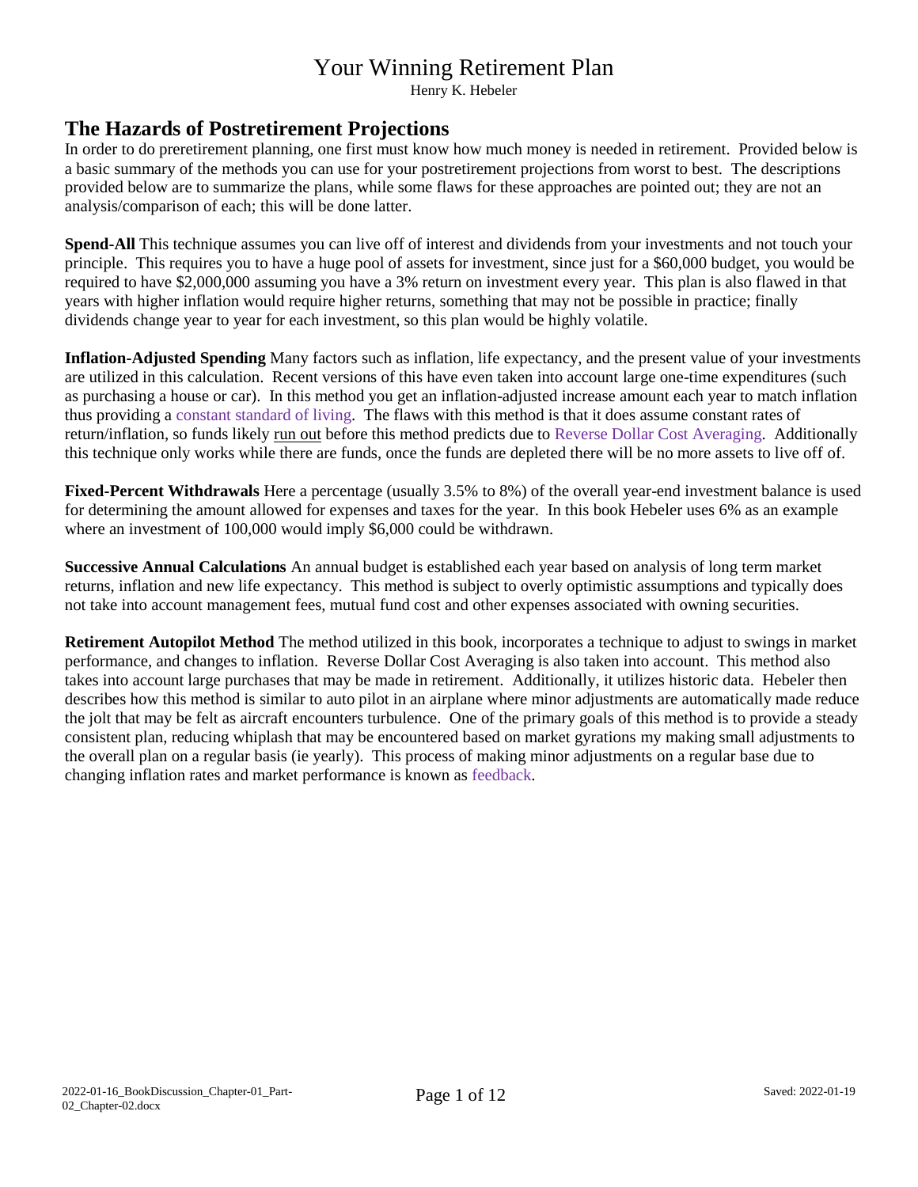# Your Winning Retirement Plan

Henry K. Hebeler

## The Hazards of Postretirement Projections

In order to do preretirement planning, one first must know how much money is needed in retirement. Provided below is a basic summary of the methods you can use for your postretirement projections from worst to best. The descriptions provided below are to summarize the plans, while some flaws for these approaches are pointed out; they are not an analysis/comparison of each; this will be done latter.

**Spend-All** This technique assumes you can live off of interest and dividends from your investments and not touch your principle. This requires you to have a huge pool of assets for investment, since just for a $60,000 budget, you would be required to have $2,000,000 assuming you have a 3% return on investment every year. This plan is also flawed in that years with higher inflation would require higher returns, something that may not be possible in practice; finally dividends change year to year for each investment, so this plan would be highly volatile.

**Inflation-Adjusted Spending** Many factors such as inflation, life expectancy, and the present value of your investments are utilized in this calculation. Recent versions of this have even taken into account large one-time expenditures (such as purchasing a house or car). In this method you get an inflation-adjusted increase amount each year to match inflation thus providing a constant standard of living. The flaws with this method is that it does assume constant rates of return/inflation, so funds likely run out before this method predicts due to Reverse Dollar Cost Averaging. Additionally this technique only works while there are funds, once the funds are depleted there will be no more assets to live off of.

**Fixed-Percent Withdrawals** Here a percentage (usually 3.5% to 8%) of the overall year-end investment balance is used for determining the amount allowed for expenses and taxes for the year. In this book Hebeler uses 6% as an example where an investment of 100,000 would imply $6,000 could be withdrawn.

**Successive Annual Calculations** An annual budget is established each year based on analysis of long term market returns, inflation and new life expectancy. This method is subject to overly optimistic assumptions and typically does not take into account management fees, mutual fund cost and other expenses associated with owning securities.

**Retirement Autopilot Method** The method utilized in this book, incorporates a technique to adjust to swings in market performance, and changes to inflation. Reverse Dollar Cost Averaging is also taken into account. This method also takes into account large purchases that may be made in retirement. Additionally, it utilizes historic data. Hebeler then describes how this method is similar to auto pilot in an airplane where minor adjustments are automatically made reduce the jolt that may be felt as aircraft encounters turbulence. One of the primary goals of this method is to provide a steady consistent plan, reducing whiplash that may be encountered based on market gyrations my making small adjustments to the overall plan on a regular basis (ie yearly). This process of making minor adjustments on a regular base due to changing inflation rates and market performance is known as feedback.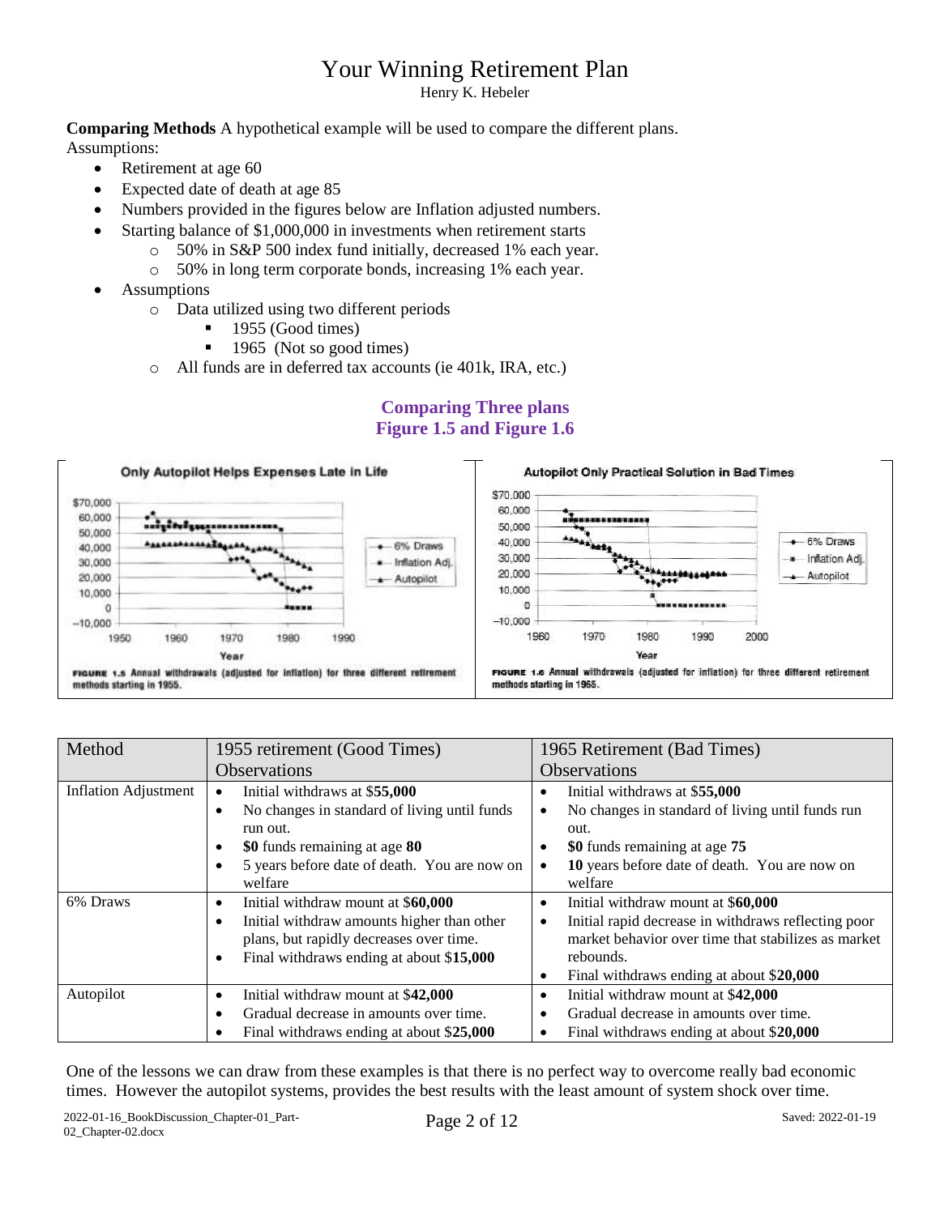# Your Winning Retirement Plan

Henry K. Hebeler

**Comparing Methods** A hypothetical example will be used to compare the different plans.

Assumptions:

- Retirement at age 60
- Expected date of death at age 85
- Numbers provided in the figures below are Inflation adjusted numbers.
- Starting balance of $1,000,000 in investments when retirement starts
  - 50% in S&P 500 index fund initially, decreased 1% each year.
  - 50% in long term corporate bonds, increasing 1% each year.
- Assumptions
  - Data utilized using two different periods
    - 1955 (Good times)
    - 1965 (Not so good times)
  - All funds are in deferred tax accounts (ie 401k, IRA, etc.)

## Comparing Three plans
## Figure 1.5 and Figure 1.6

Only Autopilot Helps Expenses Late in Life

FIGURE 1.5 Annual withdrawals (adjusted for inflation) for three different retirement methods starting in 1955.

Autopilot Only Practical Solution in Bad Times

FIGURE 1.6 Annual withdrawals (adjusted for inflation) for three different retirement methods starting in 1965.

| Method | 1955 retirement (Good Times) Observations | 1965 Retirement (Bad Times) Observations |
|---|---|---|
| Inflation Adjustment | • Initial withdraws at $**55,000**<br>• No changes in standard of living until funds run out.<br>• **$0** funds remaining at age **80**<br>• 5 years before date of death. You are now on welfare | • Initial withdraws at $**55,000**<br>• No changes in standard of living until funds run out.<br>• **$0** funds remaining at age **75**<br>• **10** years before date of death. You are now on welfare |
| 6% Draws | • Initial withdraw mount at **$60,000**<br>• Initial withdraw amounts higher than other plans, but rapidly decreases over time.<br>• Final withdraws ending at about **$15,000** | • Initial withdraw mount at $**60,000**<br>• Initial rapid decrease in withdraws reflecting poor market behavior over time that stabilizes as market rebounds.<br>• Final withdraws ending at about $**20,000** |
| Autopilot | • Initial withdraw mount at **$42,000**<br>• Gradual decrease in amounts over time.<br>• Final withdraws ending at about **$25,000** | • Initial withdraw mount at $**42,000**<br>• Gradual decrease in amounts over time.<br>• Final withdraws ending at about $**20,000** |

One of the lessons we can draw from these examples is that there is no perfect way to overcome really bad economic times. However the autopilot systems, provides the best results with the least amount of system shock over time.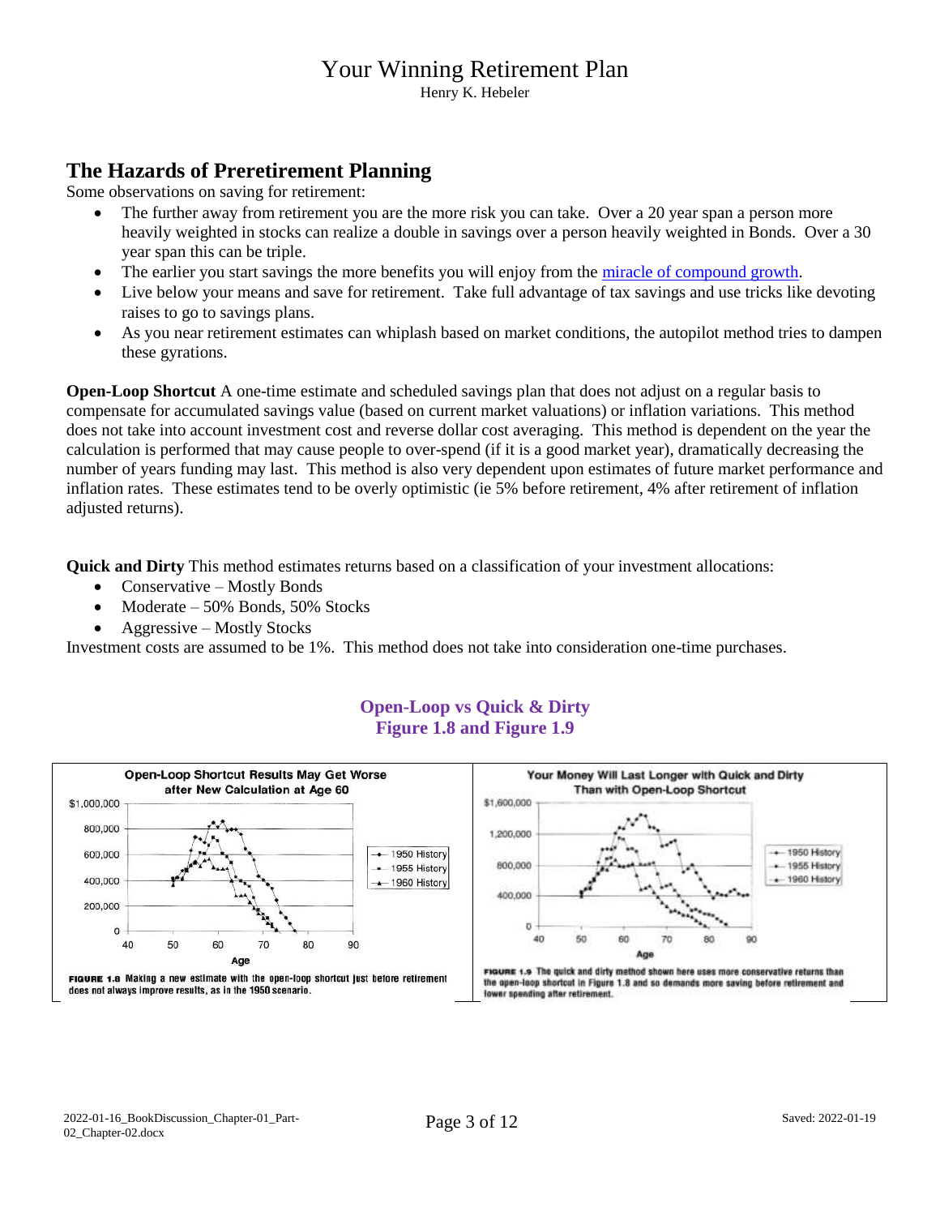## The Hazards of Preretirement Planning

Some observations on saving for retirement:

- The further away from retirement you are the more risk you can take. Over a 20 year span a person more heavily weighted in stocks can realize a double in savings over a person heavily weighted in Bonds. Over a 30 year span this can be triple.
- The earlier you start savings the more benefits you will enjoy from the miracle of compound growth.
- Live below your means and save for retirement. Take full advantage of tax savings and use tricks like devoting raises to go to savings plans.
- As you near retirement estimates can whiplash based on market conditions, the autopilot method tries to dampen these gyrations.

**Open-Loop Shortcut** A one-time estimate and scheduled savings plan that does not adjust on a regular basis to compensate for accumulated savings value (based on current market valuations) or inflation variations. This method does not take into account investment cost and reverse dollar cost averaging. This method is dependent on the year the calculation is performed that may cause people to over-spend (if it is a good market year), dramatically decreasing the number of years funding may last. This method is also very dependent upon estimates of future market performance and inflation rates. These estimates tend to be overly optimistic (ie 5% before retirement, 4% after retirement of inflation adjusted returns).

**Quick and Dirty** This method estimates returns based on a classification of your investment allocations:

- Conservative – Mostly Bonds
- Moderate – 50% Bonds, 50% Stocks
- Aggressive – Mostly Stocks

Investment costs are assumed to be 1%. This method does not take into consideration one-time purchases.

### Open-Loop vs Quick & Dirty
### Figure 1.8 and Figure 1.9

**FIGURE 1.8** Making a new estimate with the open-loop shortcut just before retirement does not always improve results, as in the 1950 scenario.

**FIGURE 1.9** The quick and dirty method shown here uses more conservative returns than the open-loop shortcut in Figure 1.8 and so demands more saving before retirement and lower spending after retirement.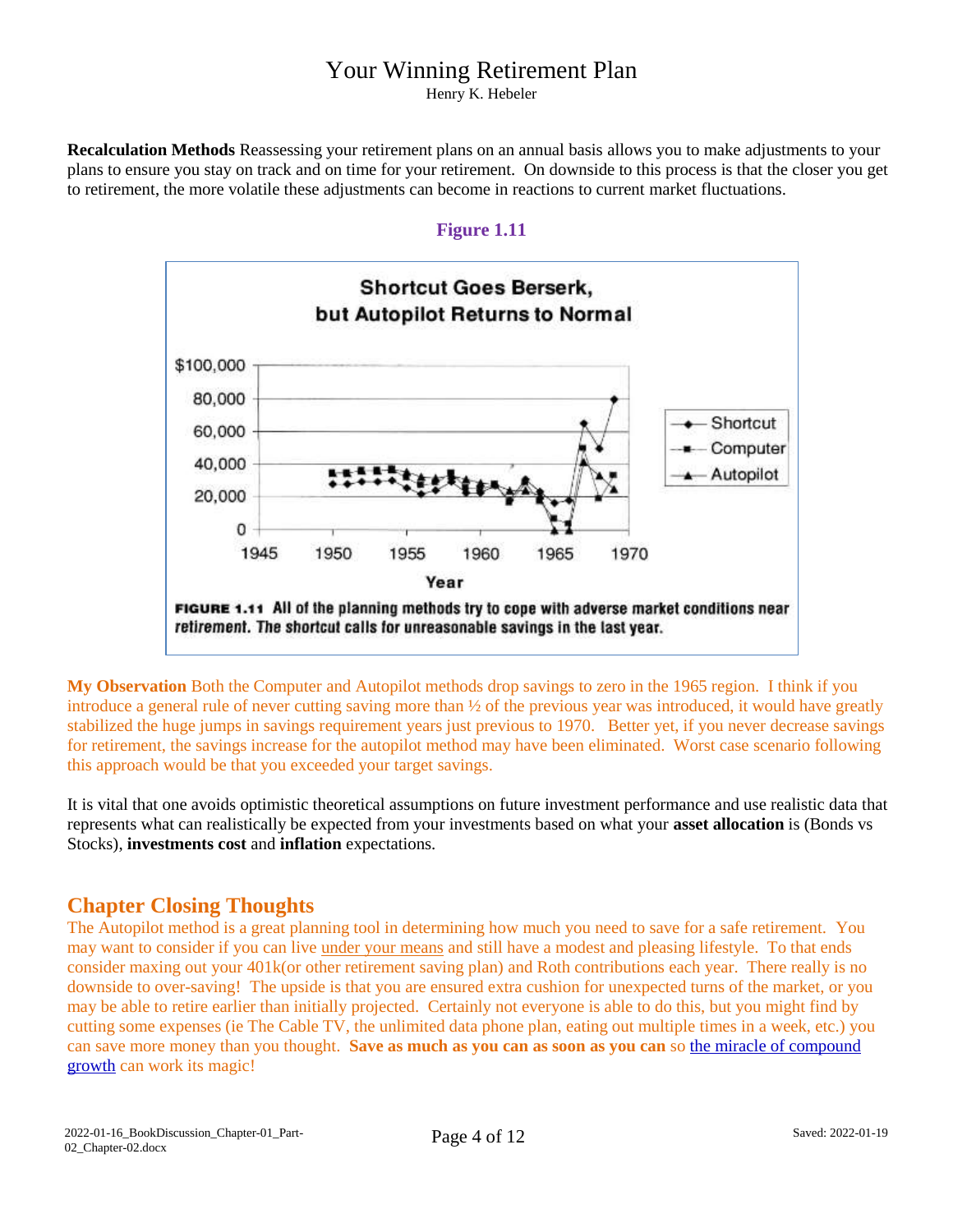# Your Winning Retirement Plan
Henry K. Hebeler

**Recalculation Methods** Reassessing your retirement plans on an annual basis allows you to make adjustments to your plans to ensure you stay on track and on time for your retirement. On downside to this process is that the closer you get to retirement, the more volatile these adjustments can become in reactions to current market fluctuations.

**Figure 1.11**

**FIGURE 1.11** All of the planning methods try to cope with adverse market conditions near retirement. The shortcut calls for unreasonable savings in the last year.

**My Observation** Both the Computer and Autopilot methods drop savings to zero in the 1965 region. I think if you introduce a general rule of never cutting saving more than ½ of the previous year was introduced, it would have greatly stabilized the huge jumps in savings requirement years just previous to 1970. Better yet, if you never decrease savings for retirement, the savings increase for the autopilot method may have been eliminated. Worst case scenario following this approach would be that you exceeded your target savings.

It is vital that one avoids optimistic theoretical assumptions on future investment performance and use realistic data that represents what can realistically be expected from your investments based on what your **asset allocation** is (Bonds vs Stocks), **investments cost** and **inflation** expectations.

## Chapter Closing Thoughts

The Autopilot method is a great planning tool in determining how much you need to save for a safe retirement. You may want to consider if you can live under your means and still have a modest and pleasing lifestyle. To that ends consider maxing out your 401k(or other retirement saving plan) and Roth contributions each year. There really is no downside to over-saving! The upside is that you are ensured extra cushion for unexpected turns of the market, or you may be able to retire earlier than initially projected. Certainly not everyone is able to do this, but you might find by cutting some expenses (ie The Cable TV, the unlimited data phone plan, eating out multiple times in a week, etc.) you can save more money than you thought. **Save as much as you can as soon as you can** so the miracle of compound growth can work its magic!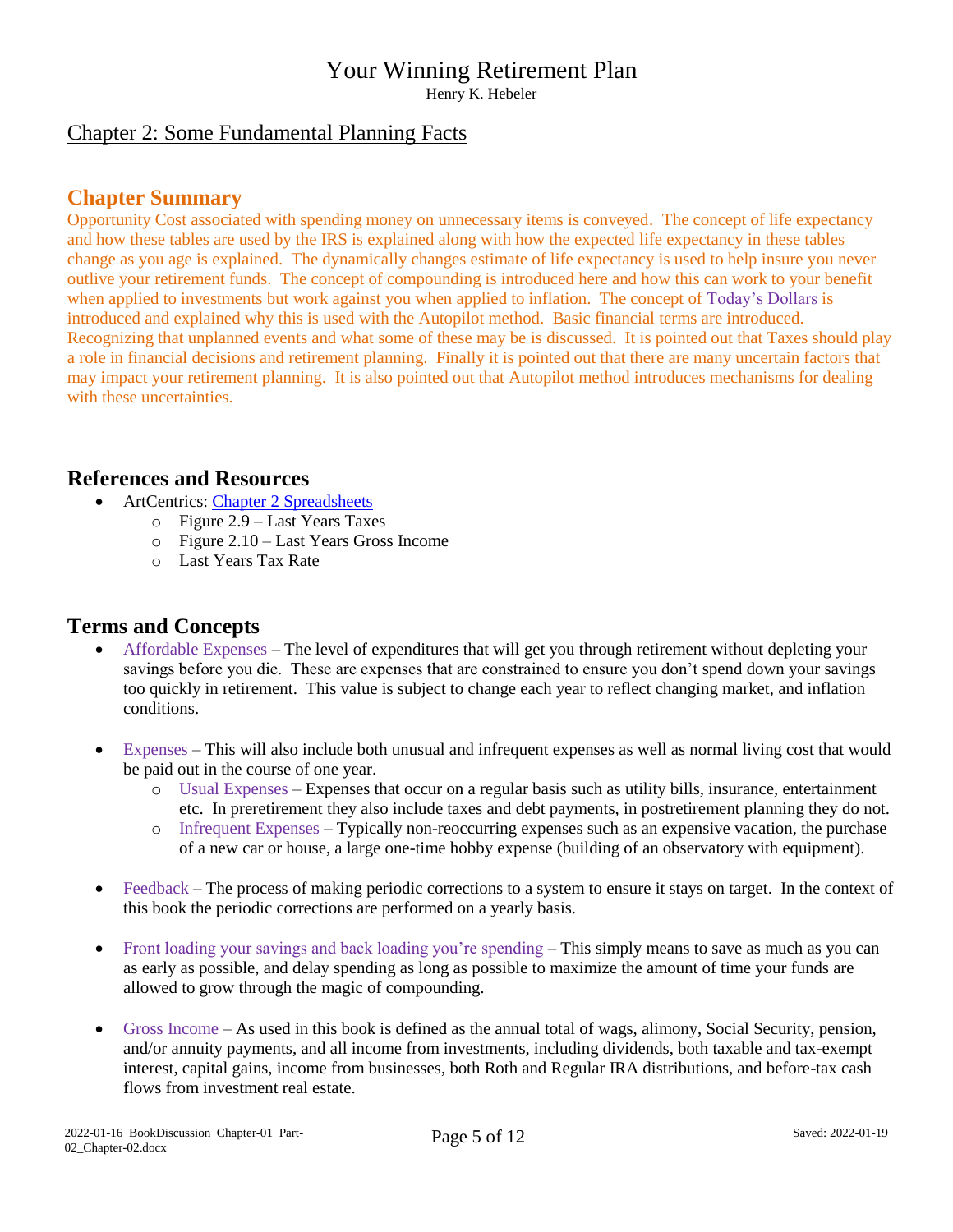# Your Winning Retirement Plan

Henry K. Hebeler

## Chapter 2: Some Fundamental Planning Facts

### Chapter Summary

Opportunity Cost associated with spending money on unnecessary items is conveyed. The concept of life expectancy and how these tables are used by the IRS is explained along with how the expected life expectancy in these tables change as you age is explained. The dynamically changes estimate of life expectancy is used to help insure you never outlive your retirement funds. The concept of compounding is introduced here and how this can work to your benefit when applied to investments but work against you when applied to inflation. The concept of Today's Dollars is introduced and explained why this is used with the Autopilot method. Basic financial terms are introduced. Recognizing that unplanned events and what some of these may be is discussed. It is pointed out that Taxes should play a role in financial decisions and retirement planning. Finally it is pointed out that there are many uncertain factors that may impact your retirement planning. It is also pointed out that Autopilot method introduces mechanisms for dealing with these uncertainties.

### References and Resources

- ArtCentrics: Chapter 2 Spreadsheets
    - Figure 2.9 – Last Years Taxes
    - Figure 2.10 – Last Years Gross Income
    - Last Years Tax Rate

### Terms and Concepts

- Affordable Expenses – The level of expenditures that will get you through retirement without depleting your savings before you die. These are expenses that are constrained to ensure you don't spend down your savings too quickly in retirement. This value is subject to change each year to reflect changing market, and inflation conditions.

- Expenses – This will also include both unusual and infrequent expenses as well as normal living cost that would be paid out in the course of one year.
    - Usual Expenses – Expenses that occur on a regular basis such as utility bills, insurance, entertainment etc. In preretirement they also include taxes and debt payments, in postretirement planning they do not.
    - Infrequent Expenses – Typically non-reoccurring expenses such as an expensive vacation, the purchase of a new car or house, a large one-time hobby expense (building of an observatory with equipment).

- Feedback – The process of making periodic corrections to a system to ensure it stays on target. In the context of this book the periodic corrections are performed on a yearly basis.

- Front loading your savings and back loading you're spending – This simply means to save as much as you can as early as possible, and delay spending as long as possible to maximize the amount of time your funds are allowed to grow through the magic of compounding.

- Gross Income – As used in this book is defined as the annual total of wags, alimony, Social Security, pension, and/or annuity payments, and all income from investments, including dividends, both taxable and tax-exempt interest, capital gains, income from businesses, both Roth and Regular IRA distributions, and before-tax cash flows from investment real estate.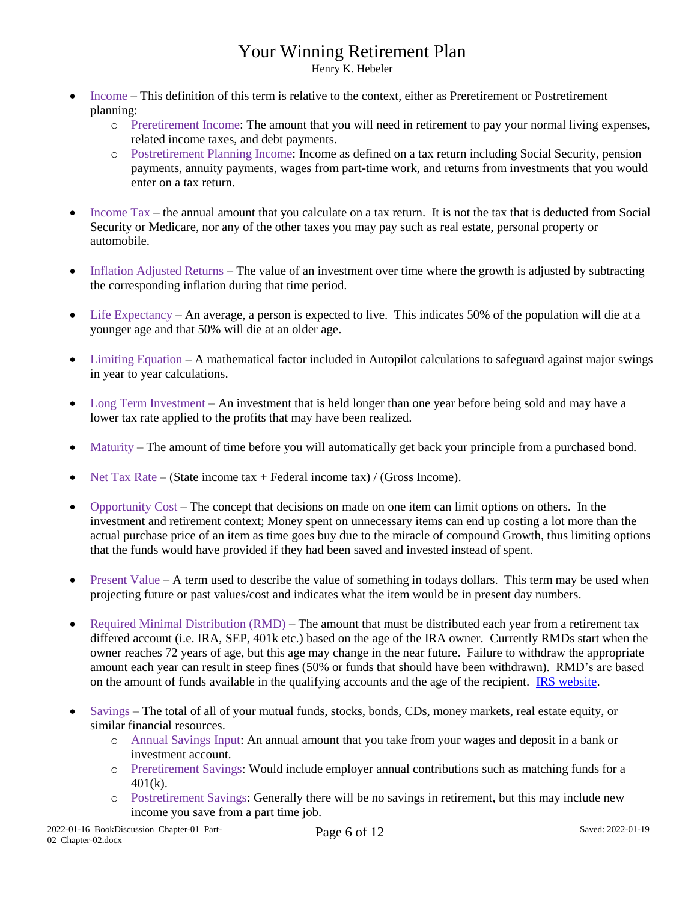- Income – This definition of this term is relative to the context, either as Preretirement or Postretirement planning:
  - Preretirement Income: The amount that you will need in retirement to pay your normal living expenses, related income taxes, and debt payments.
  - Postretirement Planning Income: Income as defined on a tax return including Social Security, pension payments, annuity payments, wages from part-time work, and returns from investments that you would enter on a tax return.

- Income Tax – the annual amount that you calculate on a tax return. It is not the tax that is deducted from Social Security or Medicare, nor any of the other taxes you may pay such as real estate, personal property or automobile.

- Inflation Adjusted Returns – The value of an investment over time where the growth is adjusted by subtracting the corresponding inflation during that time period.

- Life Expectancy – An average, a person is expected to live. This indicates 50% of the population will die at a younger age and that 50% will die at an older age.

- Limiting Equation – A mathematical factor included in Autopilot calculations to safeguard against major swings in year to year calculations.

- Long Term Investment – An investment that is held longer than one year before being sold and may have a lower tax rate applied to the profits that may have been realized.

- Maturity – The amount of time before you will automatically get back your principle from a purchased bond.

- Net Tax Rate – (State income tax + Federal income tax) / (Gross Income).

- Opportunity Cost – The concept that decisions on made on one item can limit options on others. In the investment and retirement context; Money spent on unnecessary items can end up costing a lot more than the actual purchase price of an item as time goes buy due to the miracle of compound Growth, thus limiting options that the funds would have provided if they had been saved and invested instead of spent.

- Present Value – A term used to describe the value of something in todays dollars. This term may be used when projecting future or past values/cost and indicates what the item would be in present day numbers.

- Required Minimal Distribution (RMD) – The amount that must be distributed each year from a retirement tax differed account (i.e. IRA, SEP, 401k etc.) based on the age of the IRA owner. Currently RMDs start when the owner reaches 72 years of age, but this age may change in the near future. Failure to withdraw the appropriate amount each year can result in steep fines (50% or funds that should have been withdrawn). RMD's are based on the amount of funds available in the qualifying accounts and the age of the recipient. [IRS website].

- Savings – The total of all of your mutual funds, stocks, bonds, CDs, money markets, real estate equity, or similar financial resources.
  - Annual Savings Input: An annual amount that you take from your wages and deposit in a bank or investment account.
  - Preretirement Savings: Would include employer annual contributions such as matching funds for a 401(k).
  - Postretirement Savings: Generally there will be no savings in retirement, but this may include new income you save from a part time job.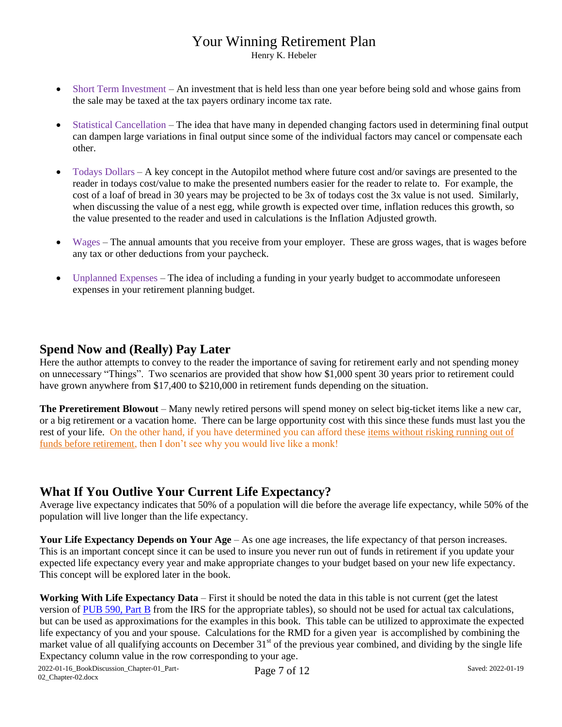- Short Term Investment – An investment that is held less than one year before being sold and whose gains from the sale may be taxed at the tax payers ordinary income tax rate.

- Statistical Cancellation – The idea that have many in depended changing factors used in determining final output can dampen large variations in final output since some of the individual factors may cancel or compensate each other.

- Todays Dollars – A key concept in the Autopilot method where future cost and/or savings are presented to the reader in todays cost/value to make the presented numbers easier for the reader to relate to. For example, the cost of a loaf of bread in 30 years may be projected to be 3x of todays cost the 3x value is not used. Similarly, when discussing the value of a nest egg, while growth is expected over time, inflation reduces this growth, so the value presented to the reader and used in calculations is the Inflation Adjusted growth.

- Wages – The annual amounts that you receive from your employer. These are gross wages, that is wages before any tax or other deductions from your paycheck.

- Unplanned Expenses – The idea of including a funding in your yearly budget to accommodate unforeseen expenses in your retirement planning budget.

## Spend Now and (Really) Pay Later

Here the author attempts to convey to the reader the importance of saving for retirement early and not spending money on unnecessary "Things". Two scenarios are provided that show how $1,000 spent 30 years prior to retirement could have grown anywhere from $17,400 to $210,000 in retirement funds depending on the situation.

**The Preretirement Blowout** – Many newly retired persons will spend money on select big-ticket items like a new car, or a big retirement or a vacation home. There can be large opportunity cost with this since these funds must last you the rest of your life. On the other hand, if you have determined you can afford these items without risking running out of funds before retirement, then I don't see why you would live like a monk!

## What If You Outlive Your Current Life Expectancy?

Average live expectancy indicates that 50% of a population will die before the average life expectancy, while 50% of the population will live longer than the life expectancy.

**Your Life Expectancy Depends on Your Age** – As one age increases, the life expectancy of that person increases. This is an important concept since it can be used to insure you never run out of funds in retirement if you update your expected life expectancy every year and make appropriate changes to your budget based on your new life expectancy. This concept will be explored later in the book.

**Working With Life Expectancy Data** – First it should be noted the data in this table is not current (get the latest version of PUB 590, Part B from the IRS for the appropriate tables), so should not be used for actual tax calculations, but can be used as approximations for the examples in this book. This table can be utilized to approximate the expected life expectancy of you and your spouse. Calculations for the RMD for a given year is accomplished by combining the market value of all qualifying accounts on December 31st of the previous year combined, and dividing by the single life Expectancy column value in the row corresponding to your age.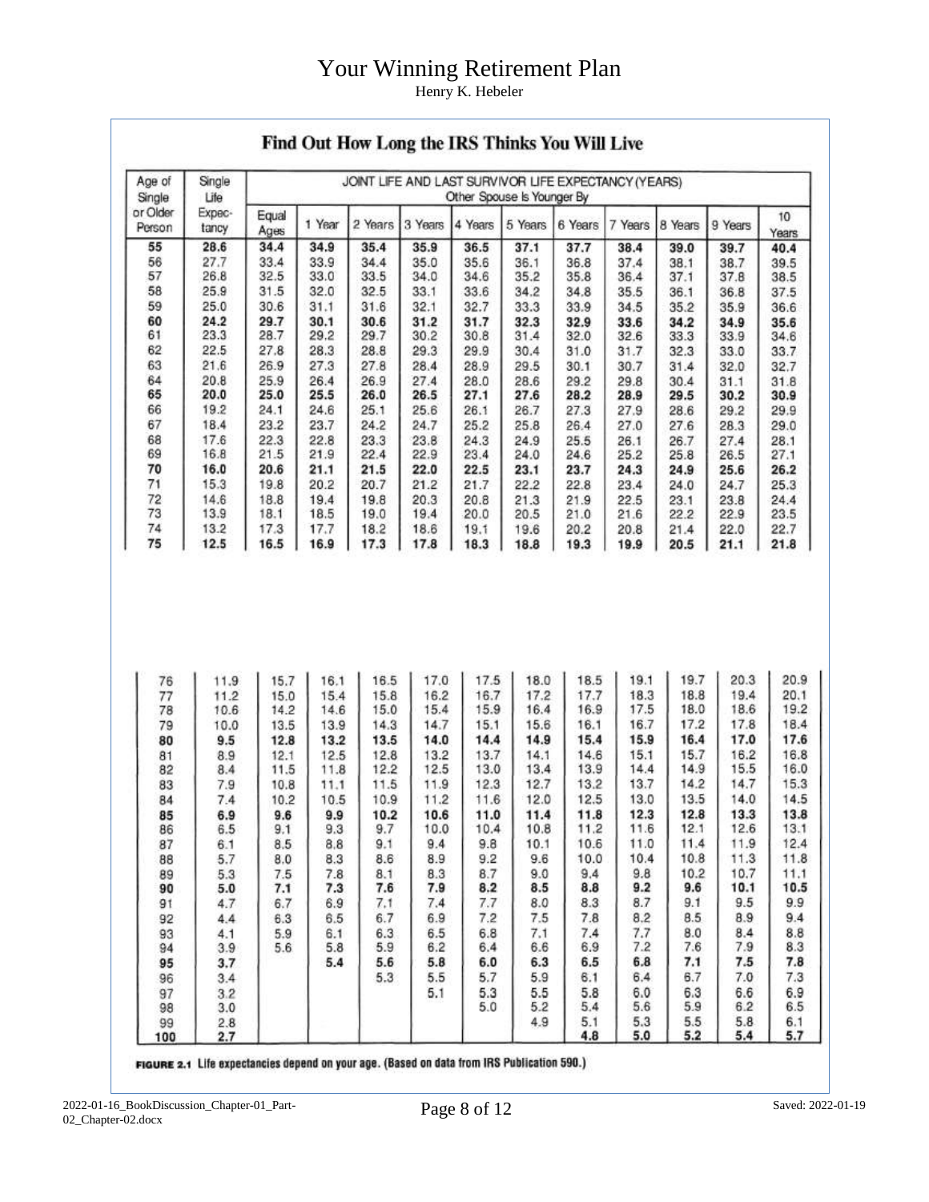## Find Out How Long the IRS Thinks You Will Live

| Age of Single or Older Person | Single Life Expectancy | JOINT LIFE AND LAST SURVIVOR LIFE EXPECTANCY (YEARS) Other Spouse Is Younger By | | | | | | | | | | |
|---|---|---|---|---|---|---|---|---|---|---|---|---|
| | | Equal Ages | 1 Year | 2 Years | 3 Years | 4 Years | 5 Years | 6 Years | 7 Years | 8 Years | 9 Years | 10 Years |
| **55** | **28.6** | **34.4** | **34.9** | **35.4** | **35.9** | **36.5** | **37.1** | **37.7** | **38.4** | **39.0** | **39.7** | **40.4** |
| 56 | 27.7 | 33.4 | 33.9 | 34.4 | 35.0 | 35.6 | 36.1 | 36.8 | 37.4 | 38.1 | 38.7 | 39.5 |
| 57 | 26.8 | 32.5 | 33.0 | 33.5 | 34.0 | 34.6 | 35.2 | 35.8 | 36.4 | 37.1 | 37.8 | 38.5 |
| 58 | 25.9 | 31.5 | 32.0 | 32.5 | 33.1 | 33.6 | 34.2 | 34.8 | 35.5 | 36.1 | 36.8 | 37.5 |
| 59 | 25.0 | 30.6 | 31.1 | 31.6 | 32.1 | 32.7 | 33.3 | 33.9 | 34.5 | 35.2 | 35.9 | 36.6 |
| **60** | **24.2** | **29.7** | **30.1** | **30.6** | **31.2** | **31.7** | **32.3** | **32.9** | **33.6** | **34.2** | **34.9** | **35.6** |
| 61 | 23.3 | 28.7 | 29.2 | 29.7 | 30.2 | 30.8 | 31.4 | 32.0 | 32.6 | 33.3 | 33.9 | 34.6 |
| 62 | 22.5 | 27.8 | 28.3 | 28.8 | 29.3 | 29.9 | 30.4 | 31.0 | 31.7 | 32.3 | 33.0 | 33.7 |
| 63 | 21.6 | 26.9 | 27.3 | 27.8 | 28.4 | 28.9 | 29.5 | 30.1 | 30.7 | 31.4 | 32.0 | 32.7 |
| 64 | 20.8 | 25.9 | 26.4 | 26.9 | 27.4 | 28.0 | 28.6 | 29.2 | 29.8 | 30.4 | 31.1 | 31.8 |
| **65** | **20.0** | **25.0** | **25.5** | **26.0** | **26.5** | **27.1** | **27.6** | **28.2** | **28.9** | **29.5** | **30.2** | **30.9** |
| 66 | 19.2 | 24.1 | 24.6 | 25.1 | 25.6 | 26.1 | 26.7 | 27.3 | 27.9 | 28.6 | 29.2 | 29.9 |
| 67 | 18.4 | 23.2 | 23.7 | 24.2 | 24.7 | 25.2 | 25.8 | 26.4 | 27.0 | 27.6 | 28.3 | 29.0 |
| 68 | 17.6 | 22.3 | 22.8 | 23.3 | 23.8 | 24.3 | 24.9 | 25.5 | 26.1 | 26.7 | 27.4 | 28.1 |
| 69 | 16.8 | 21.5 | 21.9 | 22.4 | 22.9 | 23.4 | 24.0 | 24.6 | 25.2 | 25.8 | 26.5 | 27.1 |
| **70** | **16.0** | **20.6** | **21.1** | **21.5** | **22.0** | **22.5** | **23.1** | **23.7** | **24.3** | **24.9** | **25.6** | **26.2** |
| 71 | 15.3 | 19.8 | 20.2 | 20.7 | 21.2 | 21.7 | 22.2 | 22.8 | 23.4 | 24.0 | 24.7 | 25.3 |
| 72 | 14.6 | 18.8 | 19.4 | 19.8 | 20.3 | 20.8 | 21.3 | 21.9 | 22.5 | 23.1 | 23.8 | 24.4 |
| 73 | 13.9 | 18.1 | 18.5 | 19.0 | 19.4 | 20.0 | 20.5 | 21.0 | 21.6 | 22.2 | 22.9 | 23.5 |
| 74 | 13.2 | 17.3 | 17.7 | 18.2 | 18.6 | 19.1 | 19.6 | 20.2 | 20.8 | 21.4 | 22.0 | 22.7 |
| **75** | **12.5** | **16.5** | **16.9** | **17.3** | **17.8** | **18.3** | **18.8** | **19.3** | **19.9** | **20.5** | **21.1** | **21.8** |
| 76 | 11.9 | 15.7 | 16.1 | 16.5 | 17.0 | 17.5 | 18.0 | 18.5 | 19.1 | 19.7 | 20.3 | 20.9 |
| 77 | 11.2 | 15.0 | 15.4 | 15.8 | 16.2 | 16.7 | 17.2 | 17.7 | 18.3 | 18.8 | 19.4 | 20.1 |
| 78 | 10.6 | 14.2 | 14.6 | 15.0 | 15.4 | 15.9 | 16.4 | 16.9 | 17.5 | 18.0 | 18.6 | 19.2 |
| 79 | 10.0 | 13.5 | 13.9 | 14.3 | 14.7 | 15.1 | 15.6 | 16.1 | 16.7 | 17.2 | 17.8 | 18.4 |
| **80** | **9.5** | **12.8** | **13.2** | **13.5** | **14.0** | **14.4** | **14.9** | **15.4** | **15.9** | **16.4** | **17.0** | **17.6** |
| 81 | 8.9 | 12.1 | 12.5 | 12.8 | 13.2 | 13.7 | 14.1 | 14.6 | 15.1 | 15.7 | 16.2 | 16.8 |
| 82 | 8.4 | 11.5 | 11.8 | 12.2 | 12.5 | 13.0 | 13.4 | 13.9 | 14.4 | 14.9 | 15.5 | 16.0 |
| 83 | 7.9 | 10.8 | 11.1 | 11.5 | 11.9 | 12.3 | 12.7 | 13.2 | 13.7 | 14.2 | 14.7 | 15.3 |
| 84 | 7.4 | 10.2 | 10.5 | 10.9 | 11.2 | 11.6 | 12.0 | 12.5 | 13.0 | 13.5 | 14.0 | 14.5 |
| **85** | **6.9** | **9.6** | **9.9** | **10.2** | **10.6** | **11.0** | **11.4** | **11.8** | **12.3** | **12.8** | **13.3** | **13.8** |
| 86 | 6.5 | 9.1 | 9.3 | 9.7 | 10.0 | 10.4 | 10.8 | 11.2 | 11.6 | 12.1 | 12.6 | 13.1 |
| 87 | 6.1 | 8.5 | 8.8 | 9.1 | 9.4 | 9.8 | 10.1 | 10.6 | 11.0 | 11.4 | 11.9 | 12.4 |
| 88 | 5.7 | 8.0 | 8.3 | 8.6 | 8.9 | 9.2 | 9.6 | 10.0 | 10.4 | 10.8 | 11.3 | 11.8 |
| 89 | 5.3 | 7.5 | 7.8 | 8.1 | 8.3 | 8.7 | 9.0 | 9.4 | 9.8 | 10.2 | 10.7 | 11.1 |
| **90** | **5.0** | **7.1** | **7.3** | **7.6** | **7.9** | **8.2** | **8.5** | **8.8** | **9.2** | **9.6** | **10.1** | **10.5** |
| 91 | 4.7 | 6.7 | 6.9 | 7.1 | 7.4 | 7.7 | 8.0 | 8.3 | 8.7 | 9.1 | 9.5 | 9.9 |
| 92 | 4.4 | 6.3 | 6.5 | 6.7 | 6.9 | 7.2 | 7.5 | 7.8 | 8.2 | 8.5 | 8.9 | 9.4 |
| 93 | 4.1 | 5.9 | 6.1 | 6.3 | 6.5 | 6.8 | 7.1 | 7.4 | 7.7 | 8.0 | 8.4 | 8.8 |
| 94 | 3.9 | 5.6 | 5.8 | 5.9 | 6.2 | 6.4 | 6.6 | 6.9 | 7.2 | 7.6 | 7.9 | 8.3 |
| **95** | **3.7** | | **5.4** | **5.6** | **5.8** | **6.0** | **6.3** | **6.5** | **6.8** | **7.1** | **7.5** | **7.8** |
| 96 | 3.4 | | | 5.3 | 5.5 | 5.7 | 5.9 | 6.1 | 6.4 | 6.7 | 7.0 | 7.3 |
| 97 | 3.2 | | | | 5.1 | 5.3 | 5.5 | 5.8 | 6.0 | 6.3 | 6.6 | 6.9 |
| 98 | 3.0 | | | | | 5.0 | 5.2 | 5.4 | 5.6 | 5.9 | 6.2 | 6.5 |
| 99 | 2.8 | | | | | | 4.9 | 5.1 | 5.3 | 5.5 | 5.8 | 6.1 |
| **100** | **2.7** | | | | | | | **4.8** | **5.0** | **5.2** | **5.4** | **5.7** |

**FIGURE 2.1** Life expectancies depend on your age. (Based on data from IRS Publication 590.)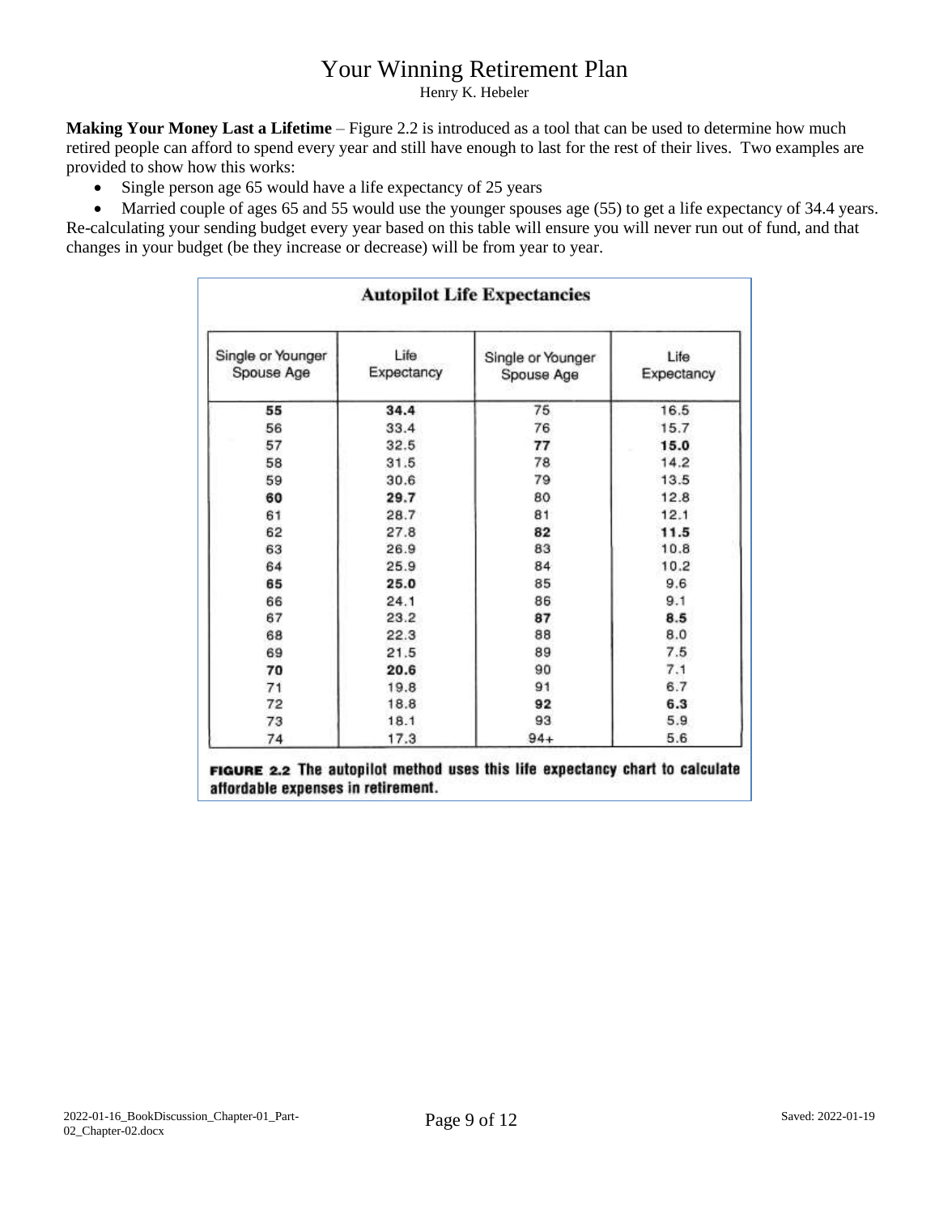# Your Winning Retirement Plan

Henry K. Hebeler

**Making Your Money Last a Lifetime** – Figure 2.2 is introduced as a tool that can be used to determine how much retired people can afford to spend every year and still have enough to last for the rest of their lives. Two examples are provided to show how this works:

- Single person age 65 would have a life expectancy of 25 years
- Married couple of ages 65 and 55 would use the younger spouses age (55) to get a life expectancy of 34.4 years.

Re-calculating your sending budget every year based on this table will ensure you will never run out of fund, and that changes in your budget (be they increase or decrease) will be from year to year.

**Autopilot Life Expectancies**

| Single or Younger Spouse Age | Life Expectancy | Single or Younger Spouse Age | Life Expectancy |
|---|---|---|---|
| **55** | **34.4** | 75 | 16.5 |
| 56 | 33.4 | 76 | 15.7 |
| 57 | 32.5 | **77** | **15.0** |
| 58 | 31.5 | 78 | 14.2 |
| 59 | 30.6 | 79 | 13.5 |
| **60** | **29.7** | 80 | 12.8 |
| 61 | 28.7 | 81 | 12.1 |
| 62 | 27.8 | **82** | **11.5** |
| 63 | 26.9 | 83 | 10.8 |
| 64 | 25.9 | 84 | 10.2 |
| **65** | **25.0** | 85 | 9.6 |
| 66 | 24.1 | 86 | 9.1 |
| 67 | 23.2 | **87** | **8.5** |
| 68 | 22.3 | 88 | 8.0 |
| 69 | 21.5 | 89 | 7.5 |
| **70** | **20.6** | 90 | 7.1 |
| 71 | 19.8 | 91 | 6.7 |
| 72 | 18.8 | **92** | **6.3** |
| 73 | 18.1 | 93 | 5.9 |
| 74 | 17.3 | 94+ | 5.6 |

**FIGURE 2.2 The autopilot method uses this life expectancy chart to calculate affordable expenses in retirement.**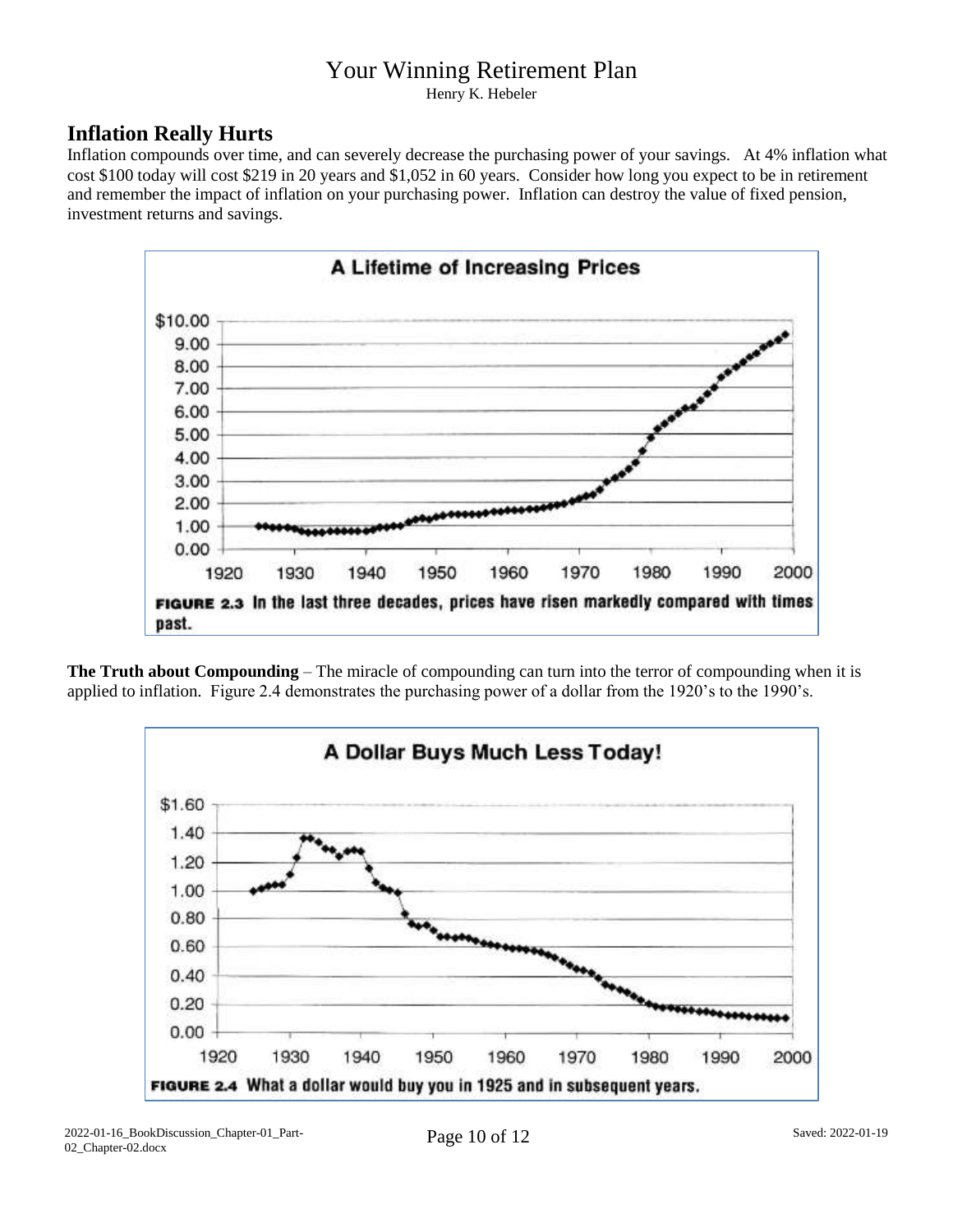## Inflation Really Hurts

Inflation compounds over time, and can severely decrease the purchasing power of your savings. At 4% inflation what cost $100 today will cost $219 in 20 years and $1,052 in 60 years. Consider how long you expect to be in retirement and remember the impact of inflation on your purchasing power. Inflation can destroy the value of fixed pension, investment returns and savings.

**A Lifetime of Increasing Prices**

**FIGURE 2.3** In the last three decades, prices have risen markedly compared with times past.

**The Truth about Compounding** – The miracle of compounding can turn into the terror of compounding when it is applied to inflation. Figure 2.4 demonstrates the purchasing power of a dollar from the 1920's to the 1990's.

**A Dollar Buys Much Less Today!**

**FIGURE 2.4** What a dollar would buy you in 1925 and in subsequent years.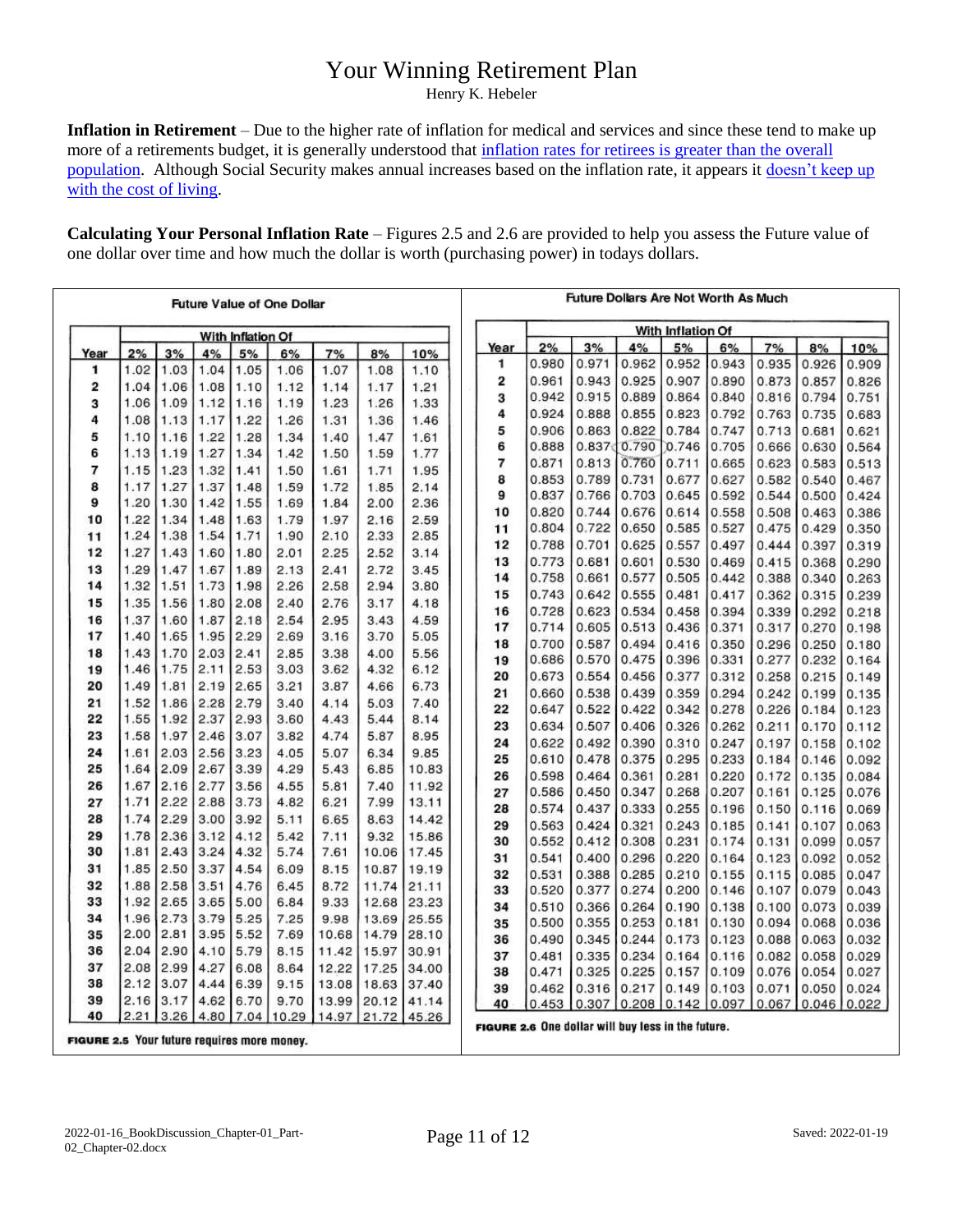# Your Winning Retirement Plan

Henry K. Hebeler

**Inflation in Retirement** – Due to the higher rate of inflation for medical and services and since these tend to make up more of a retirements budget, it is generally understood that inflation rates for retirees is greater than the overall population. Although Social Security makes annual increases based on the inflation rate, it appears it doesn't keep up with the cost of living.

**Calculating Your Personal Inflation Rate** – Figures 2.5 and 2.6 are provided to help you assess the Future value of one dollar over time and how much the dollar is worth (purchasing power) in todays dollars.

**Future Value of One Dollar**

| Year | With Inflation Of | | | | | | | |
|---|---|---|---|---|---|---|---|---|
| | 2% | 3% | 4% | 5% | 6% | 7% | 8% | 10% |
| 1 | 1.02 | 1.03 | 1.04 | 1.05 | 1.06 | 1.07 | 1.08 | 1.10 |
| 2 | 1.04 | 1.06 | 1.08 | 1.10 | 1.12 | 1.14 | 1.17 | 1.21 |
| 3 | 1.06 | 1.09 | 1.12 | 1.16 | 1.19 | 1.23 | 1.26 | 1.33 |
| 4 | 1.08 | 1.13 | 1.17 | 1.22 | 1.26 | 1.31 | 1.36 | 1.46 |
| 5 | 1.10 | 1.16 | 1.22 | 1.28 | 1.34 | 1.40 | 1.47 | 1.61 |
| 6 | 1.13 | 1.19 | 1.27 | 1.34 | 1.42 | 1.50 | 1.59 | 1.77 |
| 7 | 1.15 | 1.23 | 1.32 | 1.41 | 1.50 | 1.61 | 1.71 | 1.95 |
| 8 | 1.17 | 1.27 | 1.37 | 1.48 | 1.59 | 1.72 | 1.85 | 2.14 |
| 9 | 1.20 | 1.30 | 1.42 | 1.55 | 1.69 | 1.84 | 2.00 | 2.36 |
| 10 | 1.22 | 1.34 | 1.48 | 1.63 | 1.79 | 1.97 | 2.16 | 2.59 |
| 11 | 1.24 | 1.38 | 1.54 | 1.71 | 1.90 | 2.10 | 2.33 | 2.85 |
| 12 | 1.27 | 1.43 | 1.60 | 1.80 | 2.01 | 2.25 | 2.52 | 3.14 |
| 13 | 1.29 | 1.47 | 1.67 | 1.89 | 2.13 | 2.41 | 2.72 | 3.45 |
| 14 | 1.32 | 1.51 | 1.73 | 1.98 | 2.26 | 2.58 | 2.94 | 3.80 |
| 15 | 1.35 | 1.56 | 1.80 | 2.08 | 2.40 | 2.76 | 3.17 | 4.18 |
| 16 | 1.37 | 1.60 | 1.87 | 2.18 | 2.54 | 2.95 | 3.43 | 4.59 |
| 17 | 1.40 | 1.65 | 1.95 | 2.29 | 2.69 | 3.16 | 3.70 | 5.05 |
| 18 | 1.43 | 1.70 | 2.03 | 2.41 | 2.85 | 3.38 | 4.00 | 5.56 |
| 19 | 1.46 | 1.75 | 2.11 | 2.53 | 3.03 | 3.62 | 4.32 | 6.12 |
| 20 | 1.49 | 1.81 | 2.19 | 2.65 | 3.21 | 3.87 | 4.66 | 6.73 |
| 21 | 1.52 | 1.86 | 2.28 | 2.79 | 3.40 | 4.14 | 5.03 | 7.40 |
| 22 | 1.55 | 1.92 | 2.37 | 2.93 | 3.60 | 4.43 | 5.44 | 8.14 |
| 23 | 1.58 | 1.97 | 2.46 | 3.07 | 3.82 | 4.74 | 5.87 | 8.95 |
| 24 | 1.61 | 2.03 | 2.56 | 3.23 | 4.05 | 5.07 | 6.34 | 9.85 |
| 25 | 1.64 | 2.09 | 2.67 | 3.39 | 4.29 | 5.43 | 6.85 | 10.83 |
| 26 | 1.67 | 2.16 | 2.77 | 3.56 | 4.55 | 5.81 | 7.40 | 11.92 |
| 27 | 1.71 | 2.22 | 2.88 | 3.73 | 4.82 | 6.21 | 7.99 | 13.11 |
| 28 | 1.74 | 2.29 | 3.00 | 3.92 | 5.11 | 6.65 | 8.63 | 14.42 |
| 29 | 1.78 | 2.36 | 3.12 | 4.12 | 5.42 | 7.11 | 9.32 | 15.86 |
| 30 | 1.81 | 2.43 | 3.24 | 4.32 | 5.74 | 7.61 | 10.06 | 17.45 |
| 31 | 1.85 | 2.50 | 3.37 | 4.54 | 6.09 | 8.15 | 10.87 | 19.19 |
| 32 | 1.88 | 2.58 | 3.51 | 4.76 | 6.45 | 8.72 | 11.74 | 21.11 |
| 33 | 1.92 | 2.65 | 3.65 | 5.00 | 6.84 | 9.33 | 12.68 | 23.23 |
| 34 | 1.96 | 2.73 | 3.79 | 5.25 | 7.25 | 9.98 | 13.69 | 25.55 |
| 35 | 2.00 | 2.81 | 3.95 | 5.52 | 7.69 | 10.68 | 14.79 | 28.10 |
| 36 | 2.04 | 2.90 | 4.10 | 5.79 | 8.15 | 11.42 | 15.97 | 30.91 |
| 37 | 2.08 | 2.99 | 4.27 | 6.08 | 8.64 | 12.22 | 17.25 | 34.00 |
| 38 | 2.12 | 3.07 | 4.44 | 6.39 | 9.15 | 13.08 | 18.63 | 37.40 |
| 39 | 2.16 | 3.17 | 4.62 | 6.70 | 9.70 | 13.99 | 20.12 | 41.14 |
| 40 | 2.21 | 3.26 | 4.80 | 7.04 | 10.29 | 14.97 | 21.72 | 45.26 |

**FIGURE 2.5** Your future requires more money.

**Future Dollars Are Not Worth As Much**

| Year | With Inflation Of | | | | | | | |
|---|---|---|---|---|---|---|---|---|
| | 2% | 3% | 4% | 5% | 6% | 7% | 8% | 10% |
| 1 | 0.980 | 0.971 | 0.962 | 0.952 | 0.943 | 0.935 | 0.926 | 0.909 |
| 2 | 0.961 | 0.943 | 0.925 | 0.907 | 0.890 | 0.873 | 0.857 | 0.826 |
| 3 | 0.942 | 0.915 | 0.889 | 0.864 | 0.840 | 0.816 | 0.794 | 0.751 |
| 4 | 0.924 | 0.888 | 0.855 | 0.823 | 0.792 | 0.763 | 0.735 | 0.683 |
| 5 | 0.906 | 0.863 | 0.822 | 0.784 | 0.747 | 0.713 | 0.681 | 0.621 |
| 6 | 0.888 | 0.837 | 0.790 | 0.746 | 0.705 | 0.666 | 0.630 | 0.564 |
| 7 | 0.871 | 0.813 | 0.760 | 0.711 | 0.665 | 0.623 | 0.583 | 0.513 |
| 8 | 0.853 | 0.789 | 0.731 | 0.677 | 0.627 | 0.582 | 0.540 | 0.467 |
| 9 | 0.837 | 0.766 | 0.703 | 0.645 | 0.592 | 0.544 | 0.500 | 0.424 |
| 10 | 0.820 | 0.744 | 0.676 | 0.614 | 0.558 | 0.508 | 0.463 | 0.386 |
| 11 | 0.804 | 0.722 | 0.650 | 0.585 | 0.527 | 0.475 | 0.429 | 0.350 |
| 12 | 0.788 | 0.701 | 0.625 | 0.557 | 0.497 | 0.444 | 0.397 | 0.319 |
| 13 | 0.773 | 0.681 | 0.601 | 0.530 | 0.469 | 0.415 | 0.368 | 0.290 |
| 14 | 0.758 | 0.661 | 0.577 | 0.505 | 0.442 | 0.388 | 0.340 | 0.263 |
| 15 | 0.743 | 0.642 | 0.555 | 0.481 | 0.417 | 0.362 | 0.315 | 0.239 |
| 16 | 0.728 | 0.623 | 0.534 | 0.458 | 0.394 | 0.339 | 0.292 | 0.218 |
| 17 | 0.714 | 0.605 | 0.513 | 0.436 | 0.371 | 0.317 | 0.270 | 0.198 |
| 18 | 0.700 | 0.587 | 0.494 | 0.416 | 0.350 | 0.296 | 0.250 | 0.180 |
| 19 | 0.686 | 0.570 | 0.475 | 0.396 | 0.331 | 0.277 | 0.232 | 0.164 |
| 20 | 0.673 | 0.554 | 0.456 | 0.377 | 0.312 | 0.258 | 0.215 | 0.149 |
| 21 | 0.660 | 0.538 | 0.439 | 0.359 | 0.294 | 0.242 | 0.199 | 0.135 |
| 22 | 0.647 | 0.522 | 0.422 | 0.342 | 0.278 | 0.226 | 0.184 | 0.123 |
| 23 | 0.634 | 0.507 | 0.406 | 0.326 | 0.262 | 0.211 | 0.170 | 0.112 |
| 24 | 0.622 | 0.492 | 0.390 | 0.310 | 0.247 | 0.197 | 0.158 | 0.102 |
| 25 | 0.610 | 0.478 | 0.375 | 0.295 | 0.233 | 0.184 | 0.146 | 0.092 |
| 26 | 0.598 | 0.464 | 0.361 | 0.281 | 0.220 | 0.172 | 0.135 | 0.084 |
| 27 | 0.586 | 0.450 | 0.347 | 0.268 | 0.207 | 0.161 | 0.125 | 0.076 |
| 28 | 0.574 | 0.437 | 0.333 | 0.255 | 0.196 | 0.150 | 0.116 | 0.069 |
| 29 | 0.563 | 0.424 | 0.321 | 0.243 | 0.185 | 0.141 | 0.107 | 0.063 |
| 30 | 0.552 | 0.412 | 0.308 | 0.231 | 0.174 | 0.131 | 0.099 | 0.057 |
| 31 | 0.541 | 0.400 | 0.296 | 0.220 | 0.164 | 0.123 | 0.092 | 0.052 |
| 32 | 0.531 | 0.388 | 0.285 | 0.210 | 0.155 | 0.115 | 0.085 | 0.047 |
| 33 | 0.520 | 0.377 | 0.274 | 0.200 | 0.146 | 0.107 | 0.079 | 0.043 |
| 34 | 0.510 | 0.366 | 0.264 | 0.190 | 0.138 | 0.100 | 0.073 | 0.039 |
| 35 | 0.500 | 0.355 | 0.253 | 0.181 | 0.130 | 0.094 | 0.068 | 0.036 |
| 36 | 0.490 | 0.345 | 0.244 | 0.173 | 0.123 | 0.088 | 0.063 | 0.032 |
| 37 | 0.481 | 0.335 | 0.234 | 0.164 | 0.116 | 0.082 | 0.058 | 0.029 |
| 38 | 0.471 | 0.325 | 0.225 | 0.157 | 0.109 | 0.076 | 0.054 | 0.027 |
| 39 | 0.462 | 0.316 | 0.217 | 0.149 | 0.103 | 0.071 | 0.050 | 0.024 |
| 40 | 0.453 | 0.307 | 0.208 | 0.142 | 0.097 | 0.067 | 0.046 | 0.022 |

**FIGURE 2.6** One dollar will buy less in the future.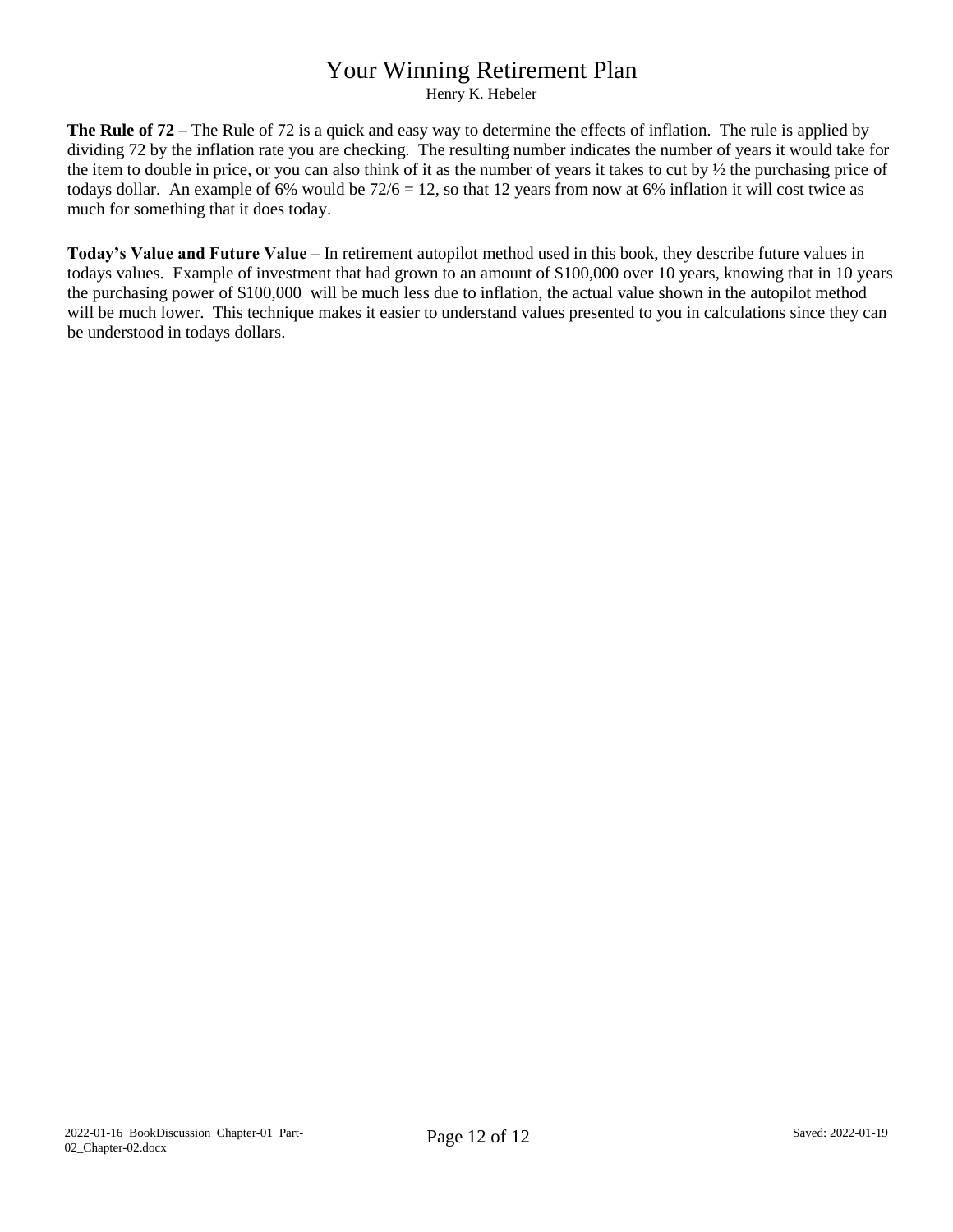**The Rule of 72** – The Rule of 72 is a quick and easy way to determine the effects of inflation. The rule is applied by dividing 72 by the inflation rate you are checking. The resulting number indicates the number of years it would take for the item to double in price, or you can also think of it as the number of years it takes to cut by ½ the purchasing price of todays dollar. An example of 6% would be $72/6 = 12$, so that 12 years from now at 6% inflation it will cost twice as much for something that it does today.

**Today's Value and Future Value** – In retirement autopilot method used in this book, they describe future values in todays values. Example of investment that had grown to an amount of $100,000 over 10 years, knowing that in 10 years the purchasing power of $100,000 will be much less due to inflation, the actual value shown in the autopilot method will be much lower. This technique makes it easier to understand values presented to you in calculations since they can be understood in todays dollars.